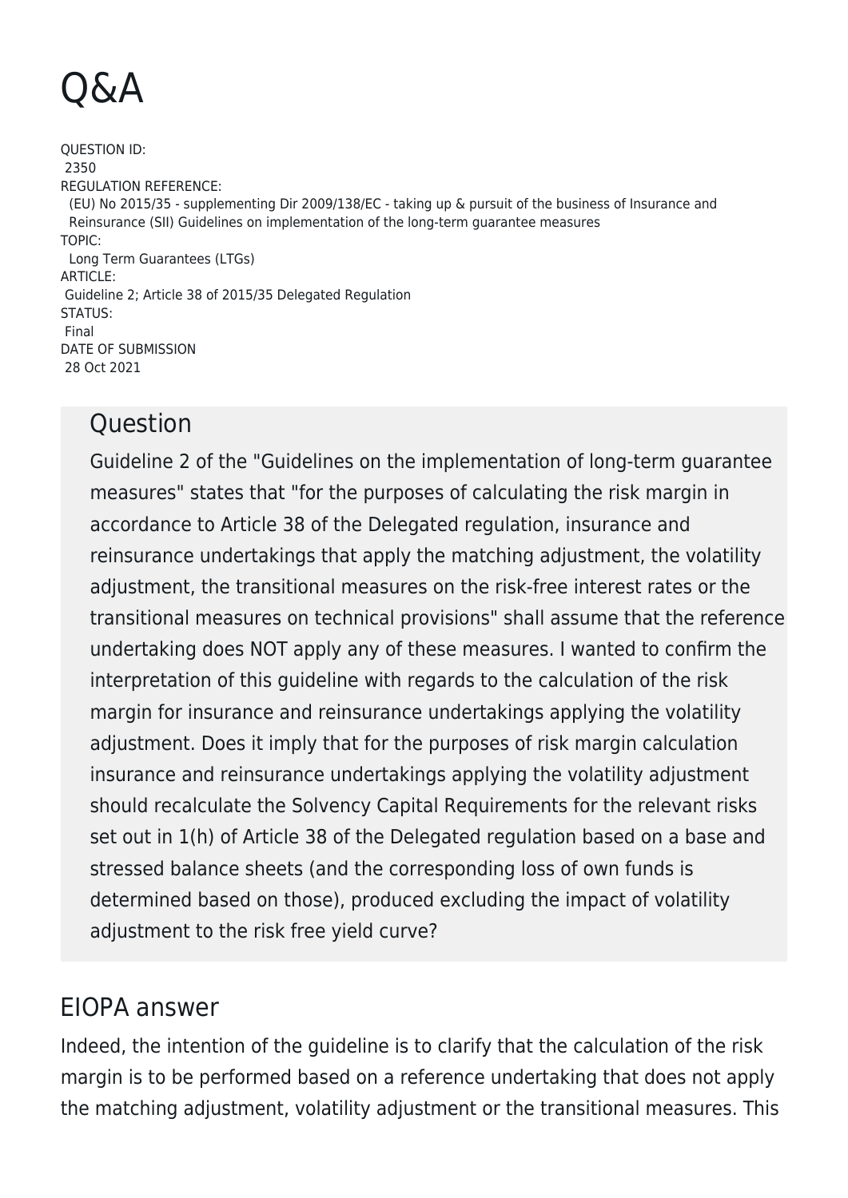# Q&A

QUESTION ID:
2350
REGULATION REFERENCE:
(EU) No 2015/35 - supplementing Dir 2009/138/EC - taking up & pursuit of the business of Insurance and Reinsurance (SII) Guidelines on implementation of the long-term guarantee measures
TOPIC:
Long Term Guarantees (LTGs)
ARTICLE:
Guideline 2; Article 38 of 2015/35 Delegated Regulation
STATUS:
Final
DATE OF SUBMISSION
28 Oct 2021

## Question

Guideline 2 of the "Guidelines on the implementation of long-term guarantee measures" states that "for the purposes of calculating the risk margin in accordance to Article 38 of the Delegated regulation, insurance and reinsurance undertakings that apply the matching adjustment, the volatility adjustment, the transitional measures on the risk-free interest rates or the transitional measures on technical provisions" shall assume that the reference undertaking does NOT apply any of these measures. I wanted to confirm the interpretation of this guideline with regards to the calculation of the risk margin for insurance and reinsurance undertakings applying the volatility adjustment. Does it imply that for the purposes of risk margin calculation insurance and reinsurance undertakings applying the volatility adjustment should recalculate the Solvency Capital Requirements for the relevant risks set out in 1(h) of Article 38 of the Delegated regulation based on a base and stressed balance sheets (and the corresponding loss of own funds is determined based on those), produced excluding the impact of volatility adjustment to the risk free yield curve?

## EIOPA answer

Indeed, the intention of the guideline is to clarify that the calculation of the risk margin is to be performed based on a reference undertaking that does not apply the matching adjustment, volatility adjustment or the transitional measures. This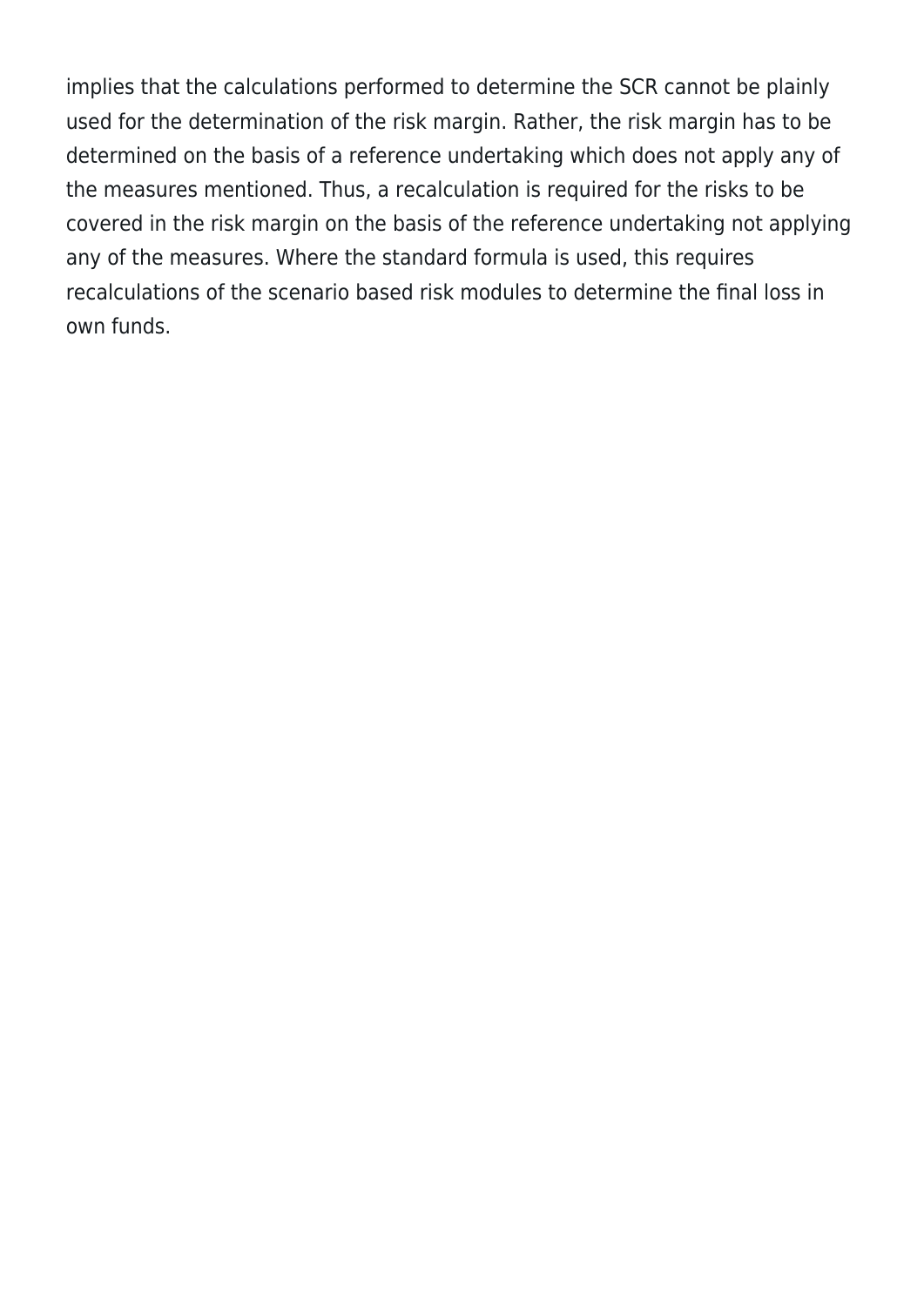implies that the calculations performed to determine the SCR cannot be plainly used for the determination of the risk margin. Rather, the risk margin has to be determined on the basis of a reference undertaking which does not apply any of the measures mentioned. Thus, a recalculation is required for the risks to be covered in the risk margin on the basis of the reference undertaking not applying any of the measures. Where the standard formula is used, this requires recalculations of the scenario based risk modules to determine the final loss in own funds.